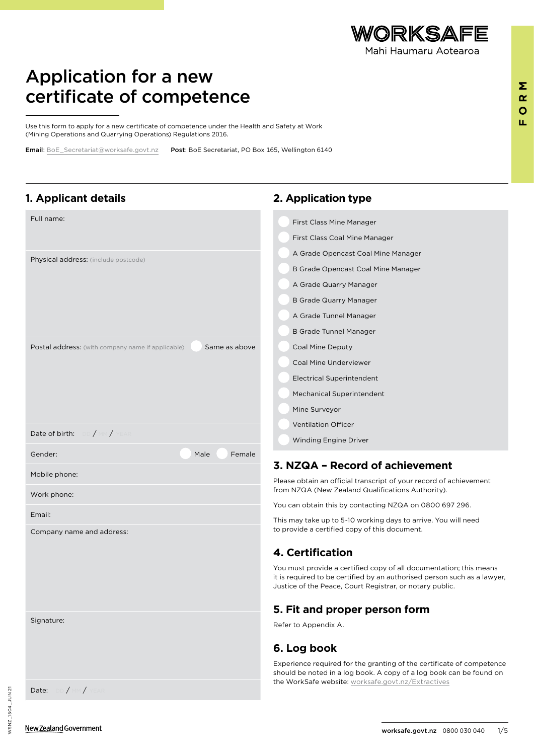# Application for a new certificate of competence

Use this form to apply for a new certificate of competence under the Health and Safety at Work (Mining Operations and Quarrying Operations) Regulations 2016.

**Email**: BoE_Secretariat@worksafe.govt.nz **Post**: BoE Secretariat, PO Box 165, Wellington 6140

## 1. Applicant details

Full name:

Physical address: (include postcode)

Postal address: (with company name if applicable) ◯ Same as above

Date of birth: DD / MM / YEAR

Gender: ◯ Male ◯ Female

Mobile phone:

Work phone:

Email:

Company name and address:

Signature:

Date: DD / MM / YEAR

## 2. Application type

- ◯ First Class Mine Manager
- ◯ First Class Coal Mine Manager
- ◯ A Grade Opencast Coal Mine Manager
- ◯ B Grade Opencast Coal Mine Manager
- ◯ A Grade Quarry Manager
- ◯ B Grade Quarry Manager
- ◯ A Grade Tunnel Manager
- ◯ B Grade Tunnel Manager
- ◯ Coal Mine Deputy
- ◯ Coal Mine Underviewer
- ◯ Electrical Superintendent
- ◯ Mechanical Superintendent
- ◯ Mine Surveyor
- ◯ Ventilation Officer
- ◯ Winding Engine Driver

## 3. NZQA – Record of achievement

Please obtain an official transcript of your record of achievement from NZQA (New Zealand Qualifications Authority).

You can obtain this by contacting NZQA on 0800 697 296.

This may take up to 5-10 working days to arrive. You will need to provide a certified copy of this document.

## 4. Certification

You must provide a certified copy of all documentation; this means it is required to be certified by an authorised person such as a lawyer, Justice of the Peace, Court Registrar, or notary public.

## 5. Fit and proper person form

Refer to Appendix A.

## 6. Log book

Experience required for the granting of the certificate of competence should be noted in a log book. A copy of a log book can be found on the WorkSafe website: worksafe.govt.nz/Extractives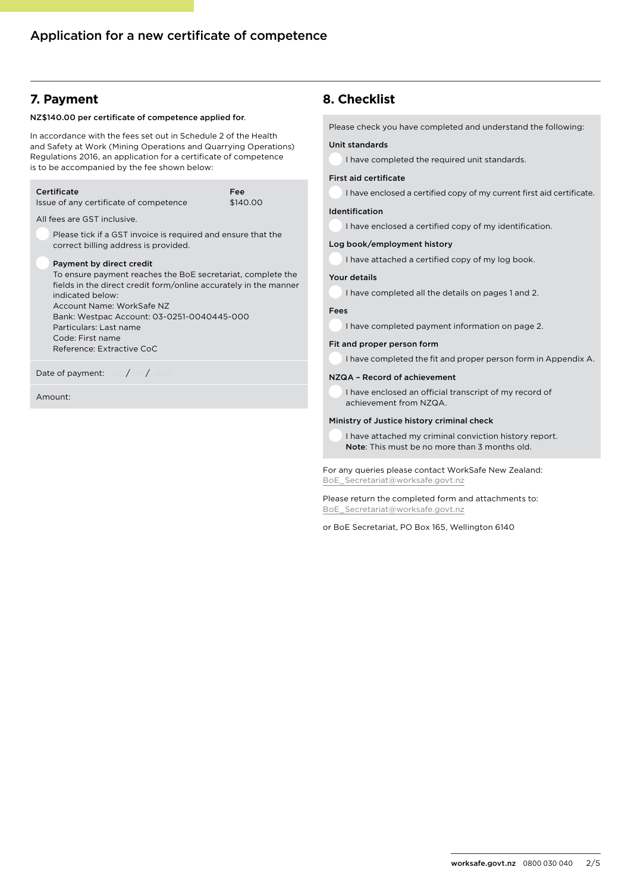## 7. Payment

**NZ$140.00 per certificate of competence applied for**.

In accordance with the fees set out in Schedule 2 of the Health and Safety at Work (Mining Operations and Quarrying Operations) Regulations 2016, an application for a certificate of competence is to be accompanied by the fee shown below:

| Certificate | Fee |
| --- | --- |
| Issue of any certificate of competence | $140.00 |

All fees are GST inclusive.

- [ ] Please tick if a GST invoice is required and ensure that the correct billing address is provided.

- [ ] **Payment by direct credit**
  To ensure payment reaches the BoE secretariat, complete the fields in the direct credit form/online accurately in the manner indicated below:
  Account Name: WorkSafe NZ
  Bank: Westpac Account: 03-0251-0040445-000
  Particulars: Last name
  Code: First name
  Reference: Extractive CoC

Date of payment: DD / MM / YEAR

Amount:

## 8. Checklist

Please check you have completed and understand the following:

**Unit standards**

- [ ] I have completed the required unit standards.

**First aid certificate**

- [ ] I have enclosed a certified copy of my current first aid certificate.

**Identification**

- [ ] I have enclosed a certified copy of my identification.

**Log book/employment history**

- [ ] I have attached a certified copy of my log book.

**Your details**

- [ ] I have completed all the details on pages 1 and 2.

**Fees**

- [ ] I have completed payment information on page 2.

**Fit and proper person form**

- [ ] I have completed the fit and proper person form in Appendix A.

**NZQA – Record of achievement**

- [ ] I have enclosed an official transcript of my record of achievement from NZQA.

**Ministry of Justice history criminal check**

- [ ] I have attached my criminal conviction history report.
  **Note**: This must be no more than 3 months old.

For any queries please contact WorkSafe New Zealand:
BoE_Secretariat@worksafe.govt.nz

Please return the completed form and attachments to:
BoE_Secretariat@worksafe.govt.nz

or BoE Secretariat, PO Box 165, Wellington 6140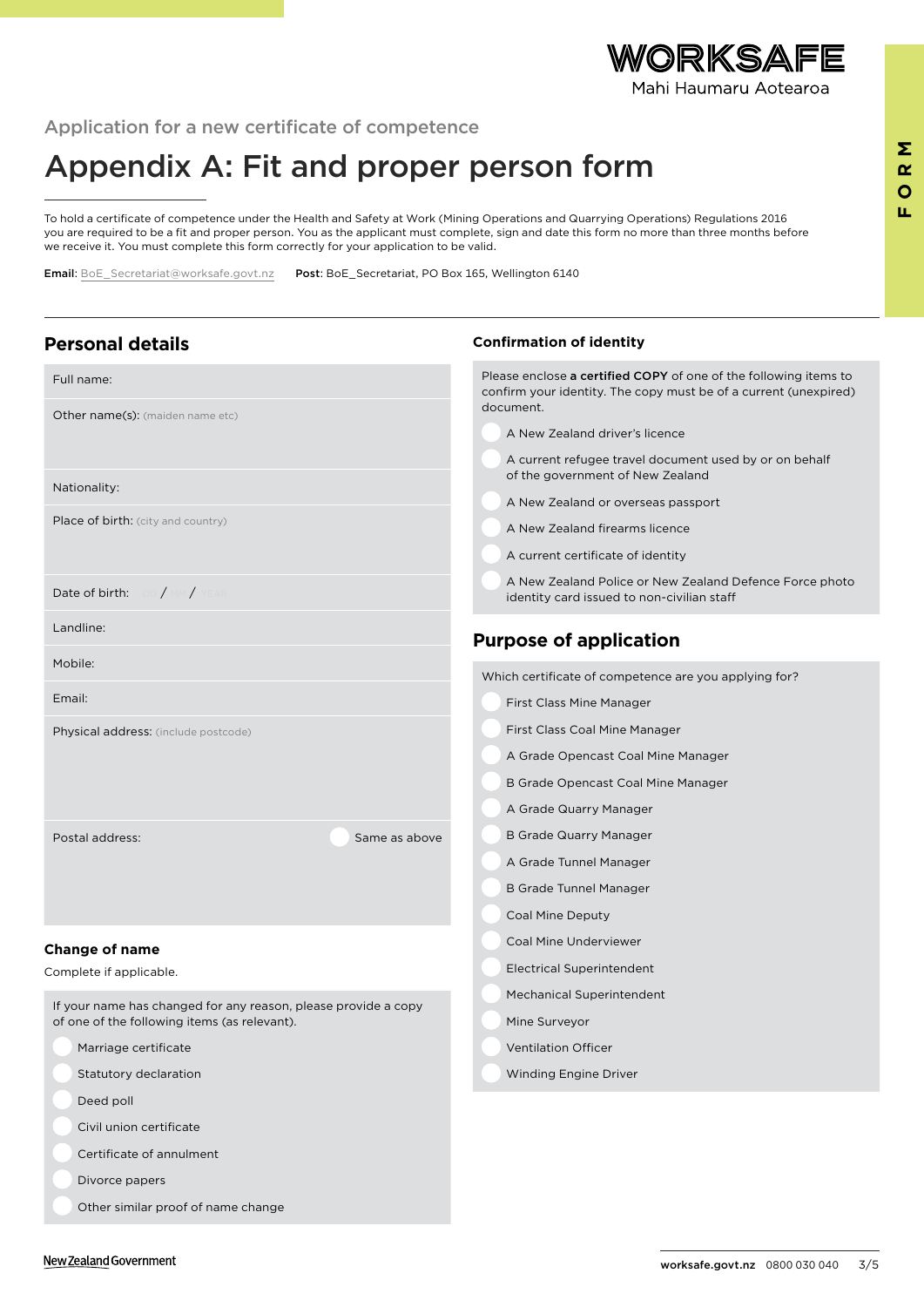Application for a new certificate of competence

# Appendix A: Fit and proper person form

To hold a certificate of competence under the Health and Safety at Work (Mining Operations and Quarrying Operations) Regulations 2016 you are required to be a fit and proper person. You as the applicant must complete, sign and date this form no more than three months before we receive it. You must complete this form correctly for your application to be valid.

**Email**: BoE_Secretariat@worksafe.govt.nz **Post**: BoE_Secretariat, PO Box 165, Wellington 6140

## Personal details

Full name:

Other name(s): (maiden name etc)

Nationality:

Place of birth: (city and country)

Date of birth: DD / MM / YEAR

Landline:

Mobile:

Email:

Physical address: (include postcode)

Postal address: ◯ Same as above

### Change of name

Complete if applicable.

If your name has changed for any reason, please provide a copy of one of the following items (as relevant).

- ◯ Marriage certificate
- ◯ Statutory declaration
- ◯ Deed poll
- ◯ Civil union certificate
- ◯ Certificate of annulment
- ◯ Divorce papers
- ◯ Other similar proof of name change

### Confirmation of identity

Please enclose **a certified COPY** of one of the following items to confirm your identity. The copy must be of a current (unexpired) document.

- ◯ A New Zealand driver's licence
- ◯ A current refugee travel document used by or on behalf of the government of New Zealand
- ◯ A New Zealand or overseas passport
- ◯ A New Zealand firearms licence
- ◯ A current certificate of identity
- ◯ A New Zealand Police or New Zealand Defence Force photo identity card issued to non-civilian staff

## Purpose of application

Which certificate of competence are you applying for?

- ◯ First Class Mine Manager
- ◯ First Class Coal Mine Manager
- ◯ A Grade Opencast Coal Mine Manager
- ◯ B Grade Opencast Coal Mine Manager
- ◯ A Grade Quarry Manager
- ◯ B Grade Quarry Manager
- ◯ A Grade Tunnel Manager
- ◯ B Grade Tunnel Manager
- ◯ Coal Mine Deputy
- ◯ Coal Mine Underviewer
- ◯ Electrical Superintendent
- ◯ Mechanical Superintendent
- ◯ Mine Surveyor
- ◯ Ventilation Officer
- ◯ Winding Engine Driver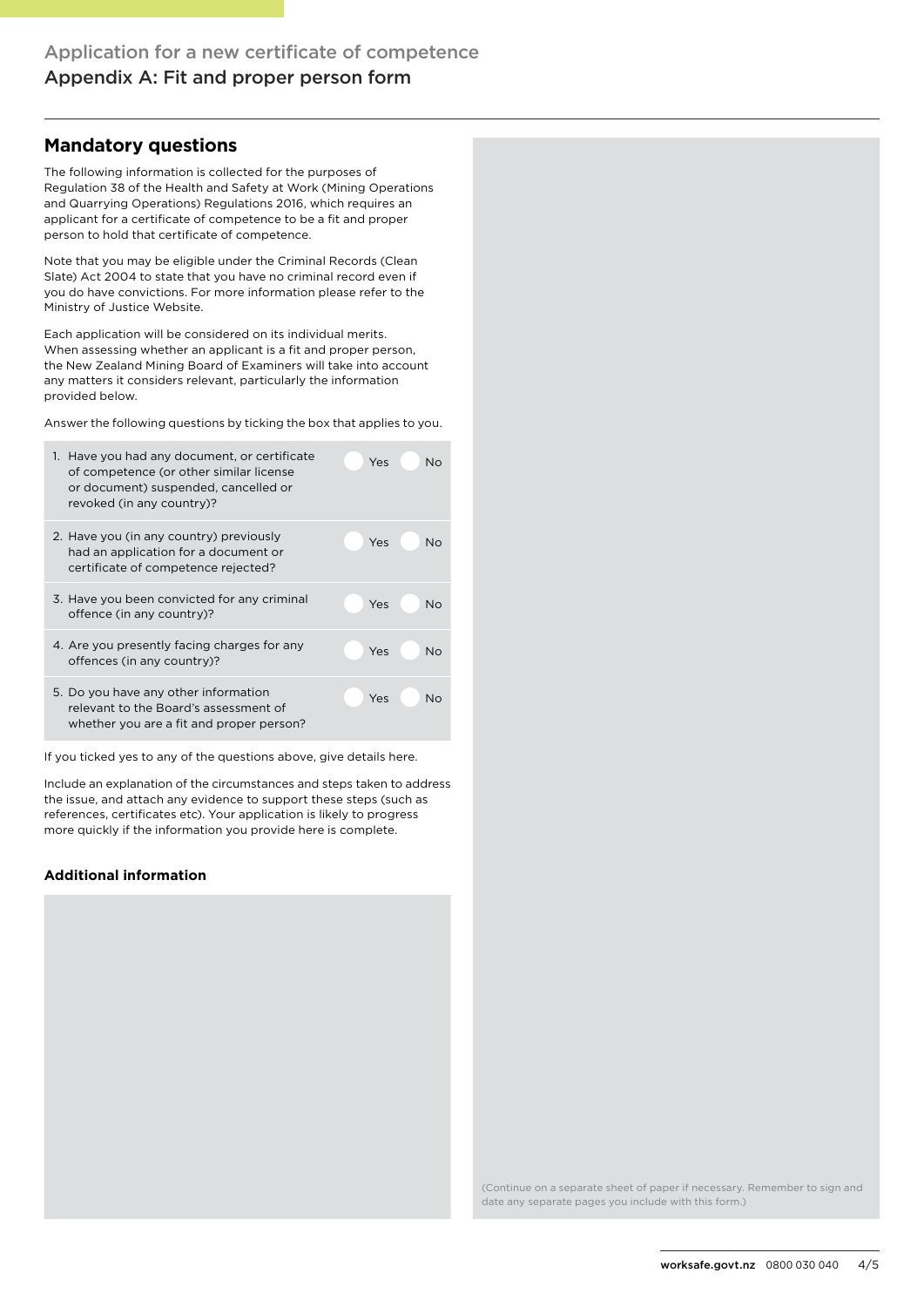## Application for a new certificate of competence

## Appendix A: Fit and proper person form

### Mandatory questions

The following information is collected for the purposes of Regulation 38 of the Health and Safety at Work (Mining Operations and Quarrying Operations) Regulations 2016, which requires an applicant for a certificate of competence to be a fit and proper person to hold that certificate of competence.

Note that you may be eligible under the Criminal Records (Clean Slate) Act 2004 to state that you have no criminal record even if you do have convictions. For more information please refer to the Ministry of Justice Website.

Each application will be considered on its individual merits. When assessing whether an applicant is a fit and proper person, the New Zealand Mining Board of Examiners will take into account any matters it considers relevant, particularly the information provided below.

Answer the following questions by ticking the box that applies to you.

| Question | Yes | No |
|---|---|---|
| 1. Have you had any document, or certificate of competence (or other similar license or document) suspended, cancelled or revoked (in any country)? | Yes | No |
| 2. Have you (in any country) previously had an application for a document or certificate of competence rejected? | Yes | No |
| 3. Have you been convicted for any criminal offence (in any country)? | Yes | No |
| 4. Are you presently facing charges for any offences (in any country)? | Yes | No |
| 5. Do you have any other information relevant to the Board's assessment of whether you are a fit and proper person? | Yes | No |

If you ticked yes to any of the questions above, give details here.

Include an explanation of the circumstances and steps taken to address the issue, and attach any evidence to support these steps (such as references, certificates etc). Your application is likely to progress more quickly if the information you provide here is complete.

**Additional information**

(Continue on a separate sheet of paper if necessary. Remember to sign and date any separate pages you include with this form.)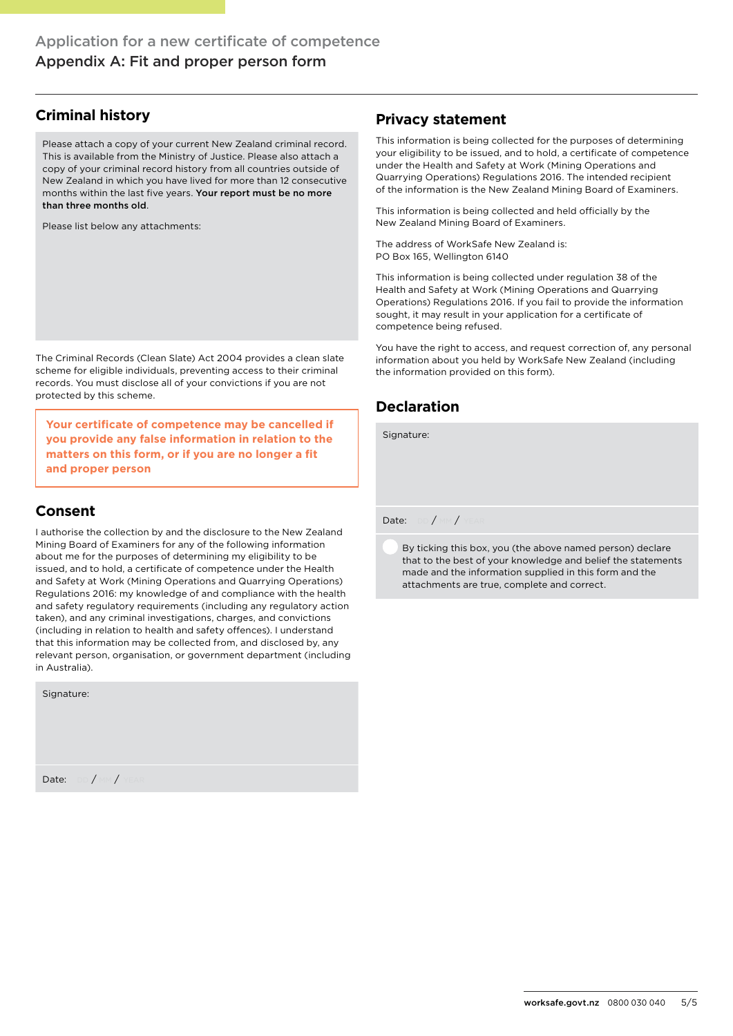Application for a new certificate of competence

# Appendix A: Fit and proper person form

## Criminal history

Please attach a copy of your current New Zealand criminal record. This is available from the Ministry of Justice. Please also attach a copy of your criminal record history from all countries outside of New Zealand in which you have lived for more than 12 consecutive months within the last five years. **Your report must be no more than three months old**.

Please list below any attachments:

The Criminal Records (Clean Slate) Act 2004 provides a clean slate scheme for eligible individuals, preventing access to their criminal records. You must disclose all of your convictions if you are not protected by this scheme.

**Your certificate of competence may be cancelled if you provide any false information in relation to the matters on this form, or if you are no longer a fit and proper person**

## Consent

I authorise the collection by and the disclosure to the New Zealand Mining Board of Examiners for any of the following information about me for the purposes of determining my eligibility to be issued, and to hold, a certificate of competence under the Health and Safety at Work (Mining Operations and Quarrying Operations) Regulations 2016: my knowledge of and compliance with the health and safety regulatory requirements (including any regulatory action taken), and any criminal investigations, charges, and convictions (including in relation to health and safety offences). I understand that this information may be collected from, and disclosed by, any relevant person, organisation, or government department (including in Australia).

Signature:

Date: DD / MM / YEAR

## Privacy statement

This information is being collected for the purposes of determining your eligibility to be issued, and to hold, a certificate of competence under the Health and Safety at Work (Mining Operations and Quarrying Operations) Regulations 2016. The intended recipient of the information is the New Zealand Mining Board of Examiners.

This information is being collected and held officially by the New Zealand Mining Board of Examiners.

The address of WorkSafe New Zealand is:
PO Box 165, Wellington 6140

This information is being collected under regulation 38 of the Health and Safety at Work (Mining Operations and Quarrying Operations) Regulations 2016. If you fail to provide the information sought, it may result in your application for a certificate of competence being refused.

You have the right to access, and request correction of, any personal information about you held by WorkSafe New Zealand (including the information provided on this form).

## Declaration

Signature:

Date: DD / MM / YEAR

☐ By ticking this box, you (the above named person) declare that to the best of your knowledge and belief the statements made and the information supplied in this form and the attachments are true, complete and correct.